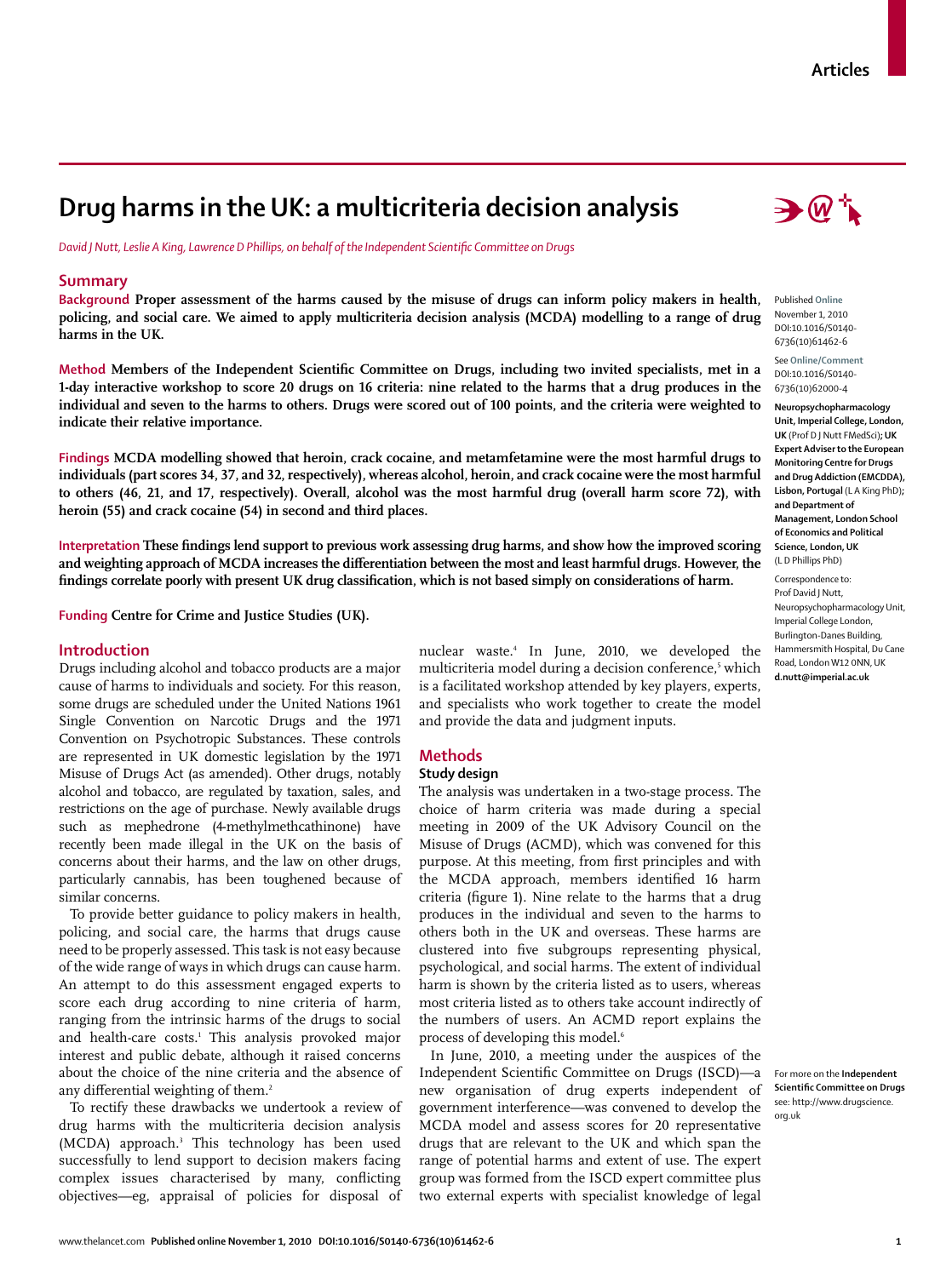# Drug harms in the UK: a multicriteria decision analysis

*David J Nutt, Leslie A King, Lawrence D Phillips, on behalf of the Independent Scientific Committee on Drugs*

## Summary

**Background** **Proper assessment of the harms caused by the misuse of drugs can inform policy makers in health, policing, and social care. We aimed to apply multicriteria decision analysis (MCDA) modelling to a range of drug harms in the UK.**

**Method** **Members of the Independent Scientific Committee on Drugs, including two invited specialists, met in a 1-day interactive workshop to score 20 drugs on 16 criteria: nine related to the harms that a drug produces in the individual and seven to the harms to others. Drugs were scored out of 100 points, and the criteria were weighted to indicate their relative importance.**

**Findings** **MCDA modelling showed that heroin, crack cocaine, and metamfetamine were the most harmful drugs to individuals (part scores 34, 37, and 32, respectively), whereas alcohol, heroin, and crack cocaine were the most harmful to others (46, 21, and 17, respectively). Overall, alcohol was the most harmful drug (overall harm score 72), with heroin (55) and crack cocaine (54) in second and third places.**

**Interpretation** **These findings lend support to previous work assessing drug harms, and show how the improved scoring and weighting approach of MCDA increases the differentiation between the most and least harmful drugs. However, the findings correlate poorly with present UK drug classification, which is not based simply on considerations of harm.**

**Funding** **Centre for Crime and Justice Studies (UK).**

Published Online November 1, 2010 DOI:10.1016/S0140-6736(10)61462-6

See Online/Comment DOI:10.1016/S0140-6736(10)62000-4

**Neuropsychopharmacology Unit, Imperial College, London, UK** (Prof D J Nutt FMedSci); **UK Expert Adviser to the European Monitoring Centre for Drugs and Drug Addiction (EMCDDA), Lisbon, Portugal** (L A King PhD); **and Department of Management, London School of Economics and Political Science, London, UK** (L D Phillips PhD)

Correspondence to: Prof David J Nutt, Neuropsychopharmacology Unit, Imperial College London, Burlington-Danes Building, Hammersmith Hospital, Du Cane Road, London W12 0NN, UK **d.nutt@imperial.ac.uk**

## Introduction

Drugs including alcohol and tobacco products are a major cause of harms to individuals and society. For this reason, some drugs are scheduled under the United Nations 1961 Single Convention on Narcotic Drugs and the 1971 Convention on Psychotropic Substances. These controls are represented in UK domestic legislation by the 1971 Misuse of Drugs Act (as amended). Other drugs, notably alcohol and tobacco, are regulated by taxation, sales, and restrictions on the age of purchase. Newly available drugs such as mephedrone (4-methylmethcathinone) have recently been made illegal in the UK on the basis of concerns about their harms, and the law on other drugs, particularly cannabis, has been toughened because of similar concerns.

To provide better guidance to policy makers in health, policing, and social care, the harms that drugs cause need to be properly assessed. This task is not easy because of the wide range of ways in which drugs can cause harm. An attempt to do this assessment engaged experts to score each drug according to nine criteria of harm, ranging from the intrinsic harms of the drugs to social and health-care costs.[1] This analysis provoked major interest and public debate, although it raised concerns about the choice of the nine criteria and the absence of any differential weighting of them.[2]

To rectify these drawbacks we undertook a review of drug harms with the multicriteria decision analysis (MCDA) approach.[3] This technology has been used successfully to lend support to decision makers facing complex issues characterised by many, conflicting objectives—eg, appraisal of policies for disposal of nuclear waste.[4] In June, 2010, we developed the multicriteria model during a decision conference,[5] which is a facilitated workshop attended by key players, experts, and specialists who work together to create the model and provide the data and judgment inputs.

## Methods

### Study design

The analysis was undertaken in a two-stage process. The choice of harm criteria was made during a special meeting in 2009 of the UK Advisory Council on the Misuse of Drugs (ACMD), which was convened for this purpose. At this meeting, from first principles and with the MCDA approach, members identified 16 harm criteria (figure 1). Nine relate to the harms that a drug produces in the individual and seven to the harms to others both in the UK and overseas. These harms are clustered into five subgroups representing physical, psychological, and social harms. The extent of individual harm is shown by the criteria listed as to users, whereas most criteria listed as to others take account indirectly of the numbers of users. An ACMD report explains the process of developing this model.[6]

In June, 2010, a meeting under the auspices of the Independent Scientific Committee on Drugs (ISCD)—a new organisation of drug experts independent of government interference—was convened to develop the MCDA model and assess scores for 20 representative drugs that are relevant to the UK and which span the range of potential harms and extent of use. The expert group was formed from the ISCD expert committee plus two external experts with specialist knowledge of legal

For more on the **Independent Scientific Committee on Drugs** see: http://www.drugscience.org.uk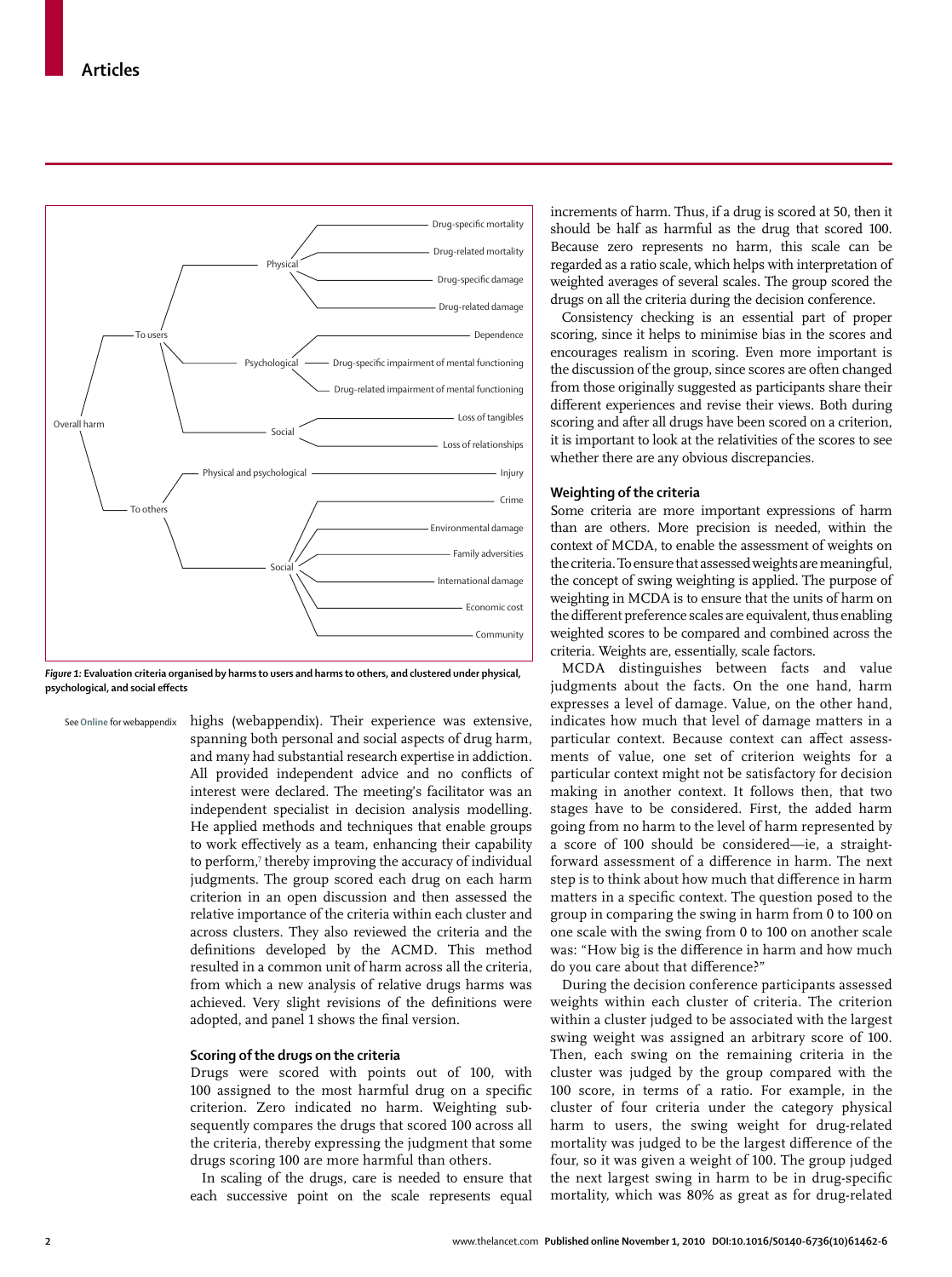Overall harm

To users

Physical

Drug-specific mortality

Drug-related mortality

Drug-specific damage

Drug-related damage

Psychological

Dependence

Drug-specific impairment of mental functioning

Drug-related impairment of mental functioning

Social

Loss of tangibles

Loss of relationships

To others

Physical and psychological

Injury

Social

Crime

Environmental damage

Family adversities

International damage

Economic cost

Community

***Figure 1:*** **Evaluation criteria organised by harms to users and harms to others, and clustered under physical, psychological, and social effects**

See Online for webappendix

highs (webappendix). Their experience was extensive, spanning both personal and social aspects of drug harm, and many had substantial research expertise in addiction. All provided independent advice and no conflicts of interest were declared. The meeting's facilitator was an independent specialist in decision analysis modelling. He applied methods and techniques that enable groups to work effectively as a team, enhancing their capability to perform,[7] thereby improving the accuracy of individual judgments. The group scored each drug on each harm criterion in an open discussion and then assessed the relative importance of the criteria within each cluster and across clusters. They also reviewed the criteria and the definitions developed by the ACMD. This method resulted in a common unit of harm across all the criteria, from which a new analysis of relative drugs harms was achieved. Very slight revisions of the definitions were adopted, and panel 1 shows the final version.

### Scoring of the drugs on the criteria

Drugs were scored with points out of 100, with 100 assigned to the most harmful drug on a specific criterion. Zero indicated no harm. Weighting subsequently compares the drugs that scored 100 across all the criteria, thereby expressing the judgment that some drugs scoring 100 are more harmful than others.

In scaling of the drugs, care is needed to ensure that each successive point on the scale represents equal increments of harm. Thus, if a drug is scored at 50, then it should be half as harmful as the drug that scored 100. Because zero represents no harm, this scale can be regarded as a ratio scale, which helps with interpretation of weighted averages of several scales. The group scored the drugs on all the criteria during the decision conference.

Consistency checking is an essential part of proper scoring, since it helps to minimise bias in the scores and encourages realism in scoring. Even more important is the discussion of the group, since scores are often changed from those originally suggested as participants share their different experiences and revise their views. Both during scoring and after all drugs have been scored on a criterion, it is important to look at the relativities of the scores to see whether there are any obvious discrepancies.

### Weighting of the criteria

Some criteria are more important expressions of harm than are others. More precision is needed, within the context of MCDA, to enable the assessment of weights on the criteria. To ensure that assessed weights are meaningful, the concept of swing weighting is applied. The purpose of weighting in MCDA is to ensure that the units of harm on the different preference scales are equivalent, thus enabling weighted scores to be compared and combined across the criteria. Weights are, essentially, scale factors.

MCDA distinguishes between facts and value judgments about the facts. On the one hand, harm expresses a level of damage. Value, on the other hand, indicates how much that level of damage matters in a particular context. Because context can affect assessments of value, one set of criterion weights for a particular context might not be satisfactory for decision making in another context. It follows then, that two stages have to be considered. First, the added harm going from no harm to the level of harm represented by a score of 100 should be considered—ie, a straightforward assessment of a difference in harm. The next step is to think about how much that difference in harm matters in a specific context. The question posed to the group in comparing the swing in harm from 0 to 100 on one scale with the swing from 0 to 100 on another scale was: "How big is the difference in harm and how much do you care about that difference?"

During the decision conference participants assessed weights within each cluster of criteria. The criterion within a cluster judged to be associated with the largest swing weight was assigned an arbitrary score of 100. Then, each swing on the remaining criteria in the cluster was judged by the group compared with the 100 score, in terms of a ratio. For example, in the cluster of four criteria under the category physical harm to users, the swing weight for drug-related mortality was judged to be the largest difference of the four, so it was given a weight of 100. The group judged the next largest swing in harm to be in drug-specific mortality, which was 80% as great as for drug-related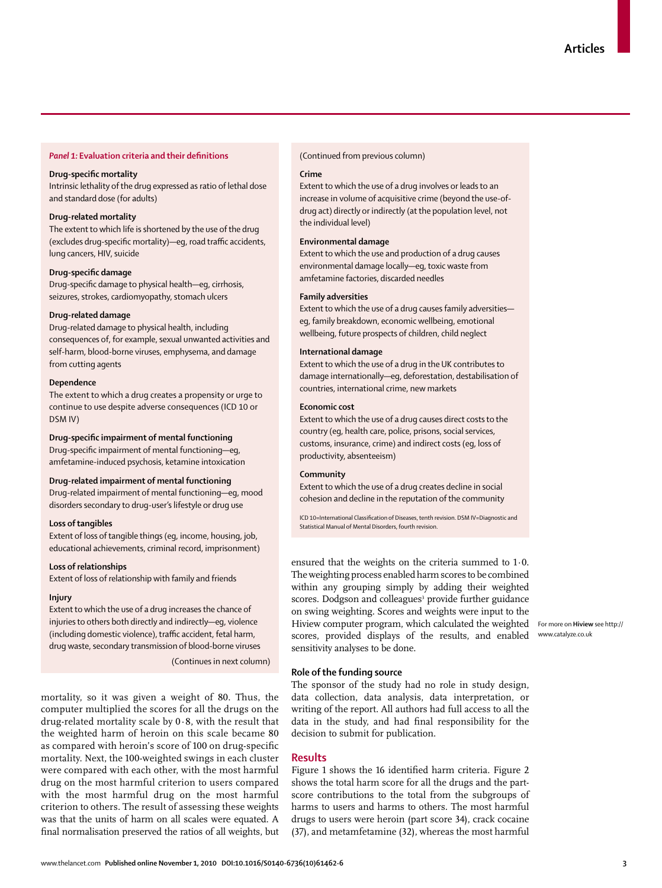### *Panel 1:* Evaluation criteria and their definitions

**Drug-specific mortality**
Intrinsic lethality of the drug expressed as ratio of lethal dose and standard dose (for adults)

**Drug-related mortality**
The extent to which life is shortened by the use of the drug (excludes drug-specific mortality)—eg, road traffic accidents, lung cancers, HIV, suicide

**Drug-specific damage**
Drug-specific damage to physical health—eg, cirrhosis, seizures, strokes, cardiomyopathy, stomach ulcers

**Drug-related damage**
Drug-related damage to physical health, including consequences of, for example, sexual unwanted activities and self-harm, blood-borne viruses, emphysema, and damage from cutting agents

**Dependence**
The extent to which a drug creates a propensity or urge to continue to use despite adverse consequences (ICD 10 or DSM IV)

**Drug-specific impairment of mental functioning**
Drug-specific impairment of mental functioning—eg, amfetamine-induced psychosis, ketamine intoxication

**Drug-related impairment of mental functioning**
Drug-related impairment of mental functioning—eg, mood disorders secondary to drug-user's lifestyle or drug use

**Loss of tangibles**
Extent of loss of tangible things (eg, income, housing, job, educational achievements, criminal record, imprisonment)

**Loss of relationships**
Extent of loss of relationship with family and friends

**Injury**
Extent to which the use of a drug increases the chance of injuries to others both directly and indirectly—eg, violence (including domestic violence), traffic accident, fetal harm, drug waste, secondary transmission of blood-borne viruses

**Crime**
Extent to which the use of a drug involves or leads to an increase in volume of acquisitive crime (beyond the use-of-drug act) directly or indirectly (at the population level, not the individual level)

**Environmental damage**
Extent to which the use and production of a drug causes environmental damage locally—eg, toxic waste from amfetamine factories, discarded needles

**Family adversities**
Extent to which the use of a drug causes family adversities—eg, family breakdown, economic wellbeing, emotional wellbeing, future prospects of children, child neglect

**International damage**
Extent to which the use of a drug in the UK contributes to damage internationally—eg, deforestation, destabilisation of countries, international crime, new markets

**Economic cost**
Extent to which the use of a drug causes direct costs to the country (eg, health care, police, prisons, social services, customs, insurance, crime) and indirect costs (eg, loss of productivity, absenteeism)

**Community**
Extent to which the use of a drug creates decline in social cohesion and decline in the reputation of the community

ICD 10=International Classification of Diseases, tenth revision. DSM IV=Diagnostic and Statistical Manual of Mental Disorders, fourth revision.

mortality, so it was given a weight of 80. Thus, the computer multiplied the scores for all the drugs on the drug-related mortality scale by 0·8, with the result that the weighted harm of heroin on this scale became 80 as compared with heroin's score of 100 on drug-specific mortality. Next, the 100-weighted swings in each cluster were compared with each other, with the most harmful drug on the most harmful criterion to users compared with the most harmful drug on the most harmful criterion to others. The result of assessing these weights was that the units of harm on all scales were equated. A final normalisation preserved the ratios of all weights, but ensured that the weights on the criteria summed to 1·0. The weighting process enabled harm scores to be combined within any grouping simply by adding their weighted scores. Dodgson and colleagues[3] provide further guidance on swing weighting. Scores and weights were input to the Hiview computer program, which calculated the weighted scores, provided displays of the results, and enabled sensitivity analyses to be done.

For more on **Hiview** see http://www.catalyze.co.uk

### Role of the funding source

The sponsor of the study had no role in study design, data collection, data analysis, data interpretation, or writing of the report. All authors had full access to all the data in the study, and had final responsibility for the decision to submit for publication.

## Results

Figure 1 shows the 16 identified harm criteria. Figure 2 shows the total harm score for all the drugs and the part-score contributions to the total from the subgroups of harms to users and harms to others. The most harmful drugs to users were heroin (part score 34), crack cocaine (37), and metamfetamine (32), whereas the most harmful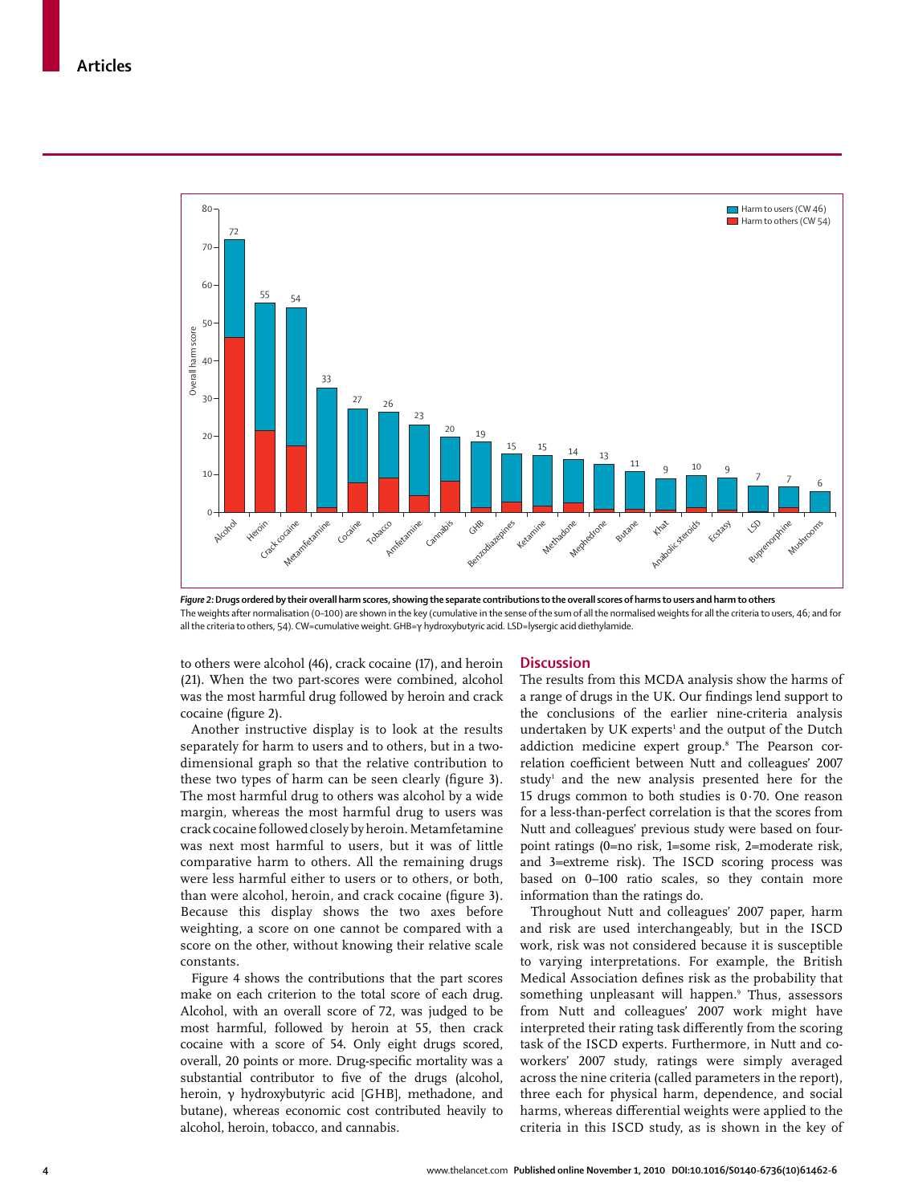80
70
60
50
40
30
20
10
0

Overall harm score

Harm to users (CW 46)
Harm to others (CW 54)

72
55
54
33
27
26
23
20
19
15
15
14
13
11
9
10
9
7
7
6

Alcohol
Heroin
Crack cocaine
Metamfetamine
Cocaine
Tobacco
Amfetamine
Cannabis
GHB
Benzodiazepines
Ketamine
Methadone
Mephedrone
Butane
Khat
Anabolic steroids
Ecstasy
LSD
Buprenorphine
Mushrooms

*Figure 2:* **Drugs ordered by their overall harm scores, showing the separate contributions to the overall scores of harms to users and harm to others**
The weights after normalisation (0–100) are shown in the key (cumulative in the sense of the sum of all the normalised weights for all the criteria to users, 46; and for all the criteria to others, 54). CW=cumulative weight. GHB=γ hydroxybutyric acid. LSD=lysergic acid diethylamide.

to others were alcohol (46), crack cocaine (17), and heroin (21). When the two part-scores were combined, alcohol was the most harmful drug followed by heroin and crack cocaine (figure 2).

Another instructive display is to look at the results separately for harm to users and to others, but in a two-dimensional graph so that the relative contribution to these two types of harm can be seen clearly (figure 3). The most harmful drug to others was alcohol by a wide margin, whereas the most harmful drug to users was crack cocaine followed closely by heroin. Metamfetamine was next most harmful to users, but it was of little comparative harm to others. All the remaining drugs were less harmful either to users or to others, or both, than were alcohol, heroin, and crack cocaine (figure 3). Because this display shows the two axes before weighting, a score on one cannot be compared with a score on the other, without knowing their relative scale constants.

Figure 4 shows the contributions that the part scores make on each criterion to the total score of each drug. Alcohol, with an overall score of 72, was judged to be most harmful, followed by heroin at 55, then crack cocaine with a score of 54. Only eight drugs scored, overall, 20 points or more. Drug-specific mortality was a substantial contributor to five of the drugs (alcohol, heroin, γ hydroxybutyric acid [GHB], methadone, and butane), whereas economic cost contributed heavily to alcohol, heroin, tobacco, and cannabis.

## Discussion

The results from this MCDA analysis show the harms of a range of drugs in the UK. Our findings lend support to the conclusions of the earlier nine-criteria analysis undertaken by UK experts[1] and the output of the Dutch addiction medicine expert group.[8] The Pearson correlation coefficient between Nutt and colleagues' 2007 study[1] and the new analysis presented here for the 15 drugs common to both studies is 0·70. One reason for a less-than-perfect correlation is that the scores from Nutt and colleagues' previous study were based on four-point ratings (0=no risk, 1=some risk, 2=moderate risk, and 3=extreme risk). The ISCD scoring process was based on 0–100 ratio scales, so they contain more information than the ratings do.

Throughout Nutt and colleagues' 2007 paper, harm and risk are used interchangeably, but in the ISCD work, risk was not considered because it is susceptible to varying interpretations. For example, the British Medical Association defines risk as the probability that something unpleasant will happen.[9] Thus, assessors from Nutt and colleagues' 2007 work might have interpreted their rating task differently from the scoring task of the ISCD experts. Furthermore, in Nutt and co-workers' 2007 study, ratings were simply averaged across the nine criteria (called parameters in the report), three each for physical harm, dependence, and social harms, whereas differential weights were applied to the criteria in this ISCD study, as is shown in the key of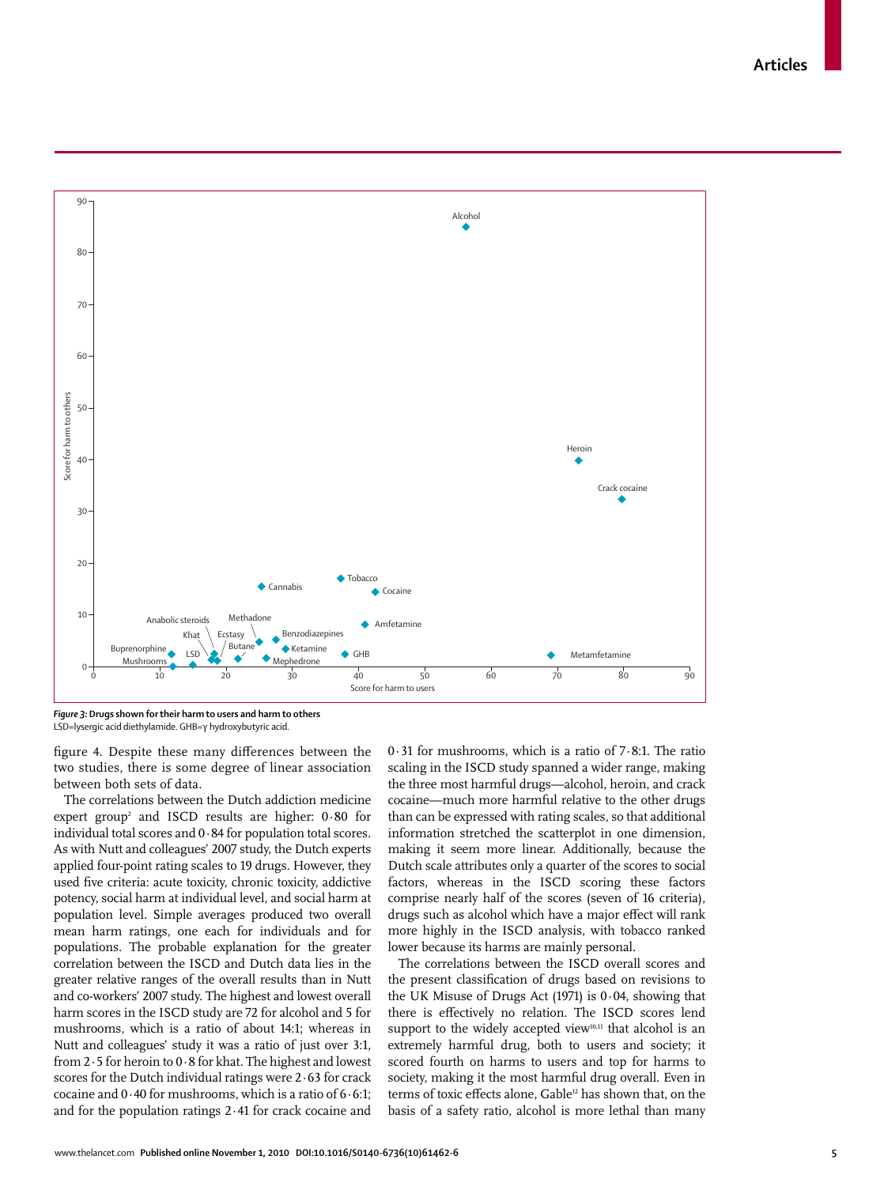90
80
70
60
50
40
30
20
10
0
Score for harm to others

0
10
20
30
40
50
60
70
80
90
Score for harm to users

Alcohol
Heroin
Crack cocaine
Tobacco
Cannabis
Cocaine
Amfetamine
Anabolic steroids
Methadone
Khat
Ecstasy
Benzodiazepines
Buprenorphine
LSD
Butane
Ketamine
GHB
Metamfetamine
Mushrooms
Mephedrone

*Figure 3:* **Drugs shown for their harm to users and harm to others**
LSD=lysergic acid diethylamide. GHB=γ hydroxybutyric acid.

figure 4. Despite these many differences between the two studies, there is some degree of linear association between both sets of data.

The correlations between the Dutch addiction medicine expert group[2] and ISCD results are higher: 0·80 for individual total scores and 0·84 for population total scores. As with Nutt and colleagues' 2007 study, the Dutch experts applied four-point rating scales to 19 drugs. However, they used five criteria: acute toxicity, chronic toxicity, addictive potency, social harm at individual level, and social harm at population level. Simple averages produced two overall mean harm ratings, one each for individuals and for populations. The probable explanation for the greater correlation between the ISCD and Dutch data lies in the greater relative ranges of the overall results than in Nutt and co-workers' 2007 study. The highest and lowest overall harm scores in the ISCD study are 72 for alcohol and 5 for mushrooms, which is a ratio of about 14:1; whereas in Nutt and colleagues' study it was a ratio of just over 3:1, from 2·5 for heroin to 0·8 for khat. The highest and lowest scores for the Dutch individual ratings were 2·63 for crack cocaine and 0·40 for mushrooms, which is a ratio of 6·6:1; and for the population ratings 2·41 for crack cocaine and 0·31 for mushrooms, which is a ratio of 7·8:1. The ratio scaling in the ISCD study spanned a wider range, making the three most harmful drugs—alcohol, heroin, and crack cocaine—much more harmful relative to the other drugs than can be expressed with rating scales, so that additional information stretched the scatterplot in one dimension, making it seem more linear. Additionally, because the Dutch scale attributes only a quarter of the scores to social factors, whereas in the ISCD scoring these factors comprise nearly half of the scores (seven of 16 criteria), drugs such as alcohol which have a major effect will rank more highly in the ISCD analysis, with tobacco ranked lower because its harms are mainly personal.

The correlations between the ISCD overall scores and the present classification of drugs based on revisions to the UK Misuse of Drugs Act (1971) is 0·04, showing that there is effectively no relation. The ISCD scores lend support to the widely accepted view[10,11] that alcohol is an extremely harmful drug, both to users and society; it scored fourth on harms to users and top for harms to society, making it the most harmful drug overall. Even in terms of toxic effects alone, Gable[12] has shown that, on the basis of a safety ratio, alcohol is more lethal than many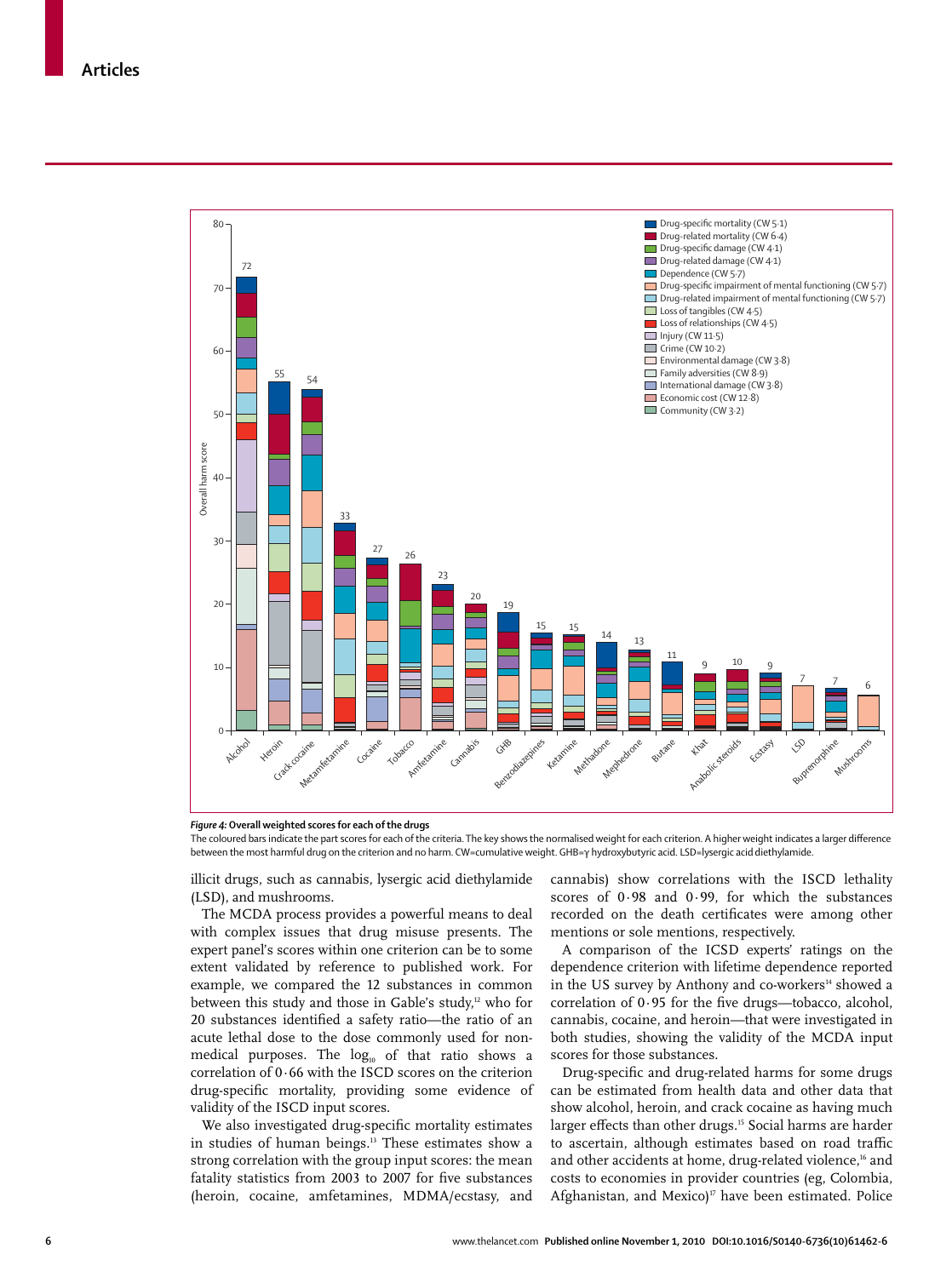80
70
60
50
40
30
20
10
0

Overall harm score

72
55
54
33
27
26
23
20
19
15
15
14
13
11
9
10
9
7
7
6

Alcohol
Heroin
Crack cocaine
Metamfetamine
Cocaine
Tobacco
Amfetamine
Cannabis
GHB
Benzodiazepines
Ketamine
Methadone
Mephedrone
Butane
Khat
Anabolic steroids
Ecstasy
LSD
Buprenorphine
Mushrooms

Drug-specific mortality (CW 5·1)
Drug-related mortality (CW 6·4)
Drug-specific damage (CW 4·1)
Drug-related damage (CW 4·1)
Dependence (CW 5·7)
Drug-specific impairment of mental functioning (CW 5·7)
Drug-related impairment of mental functioning (CW 5·7)
Loss of tangibles (CW 4·5)
Loss of relationships (CW 4·5)
Injury (CW 11·5)
Crime (CW 10·2)
Environmental damage (CW 3·8)
Family adversities (CW 8·9)
International damage (CW 3·8)
Economic cost (CW 12·8)
Community (CW 3·2)

***Figure 4:*** **Overall weighted scores for each of the drugs**

The coloured bars indicate the part scores for each of the criteria. The key shows the normalised weight for each criterion. A higher weight indicates a larger difference between the most harmful drug on the criterion and no harm. CW=cumulative weight. GHB=γ hydroxybutyric acid. LSD=lysergic acid diethylamide.

illicit drugs, such as cannabis, lysergic acid diethylamide (LSD), and mushrooms.

The MCDA process provides a powerful means to deal with complex issues that drug misuse presents. The expert panel's scores within one criterion can be to some extent validated by reference to published work. For example, we compared the 12 substances in common between this study and those in Gable's study,[12] who for 20 substances identified a safety ratio—the ratio of an acute lethal dose to the dose commonly used for non-medical purposes. The $\log_{10}$ of that ratio shows a correlation of 0·66 with the ISCD scores on the criterion drug-specific mortality, providing some evidence of validity of the ISCD input scores.

We also investigated drug-specific mortality estimates in studies of human beings.[13] These estimates show a strong correlation with the group input scores: the mean fatality statistics from 2003 to 2007 for five substances (heroin, cocaine, amfetamines, MDMA/ecstasy, and cannabis) show correlations with the ISCD lethality scores of 0·98 and 0·99, for which the substances recorded on the death certificates were among other mentions or sole mentions, respectively.

A comparison of the ICSD experts' ratings on the dependence criterion with lifetime dependence reported in the US survey by Anthony and co-workers[14] showed a correlation of 0·95 for the five drugs—tobacco, alcohol, cannabis, cocaine, and heroin—that were investigated in both studies, showing the validity of the MCDA input scores for those substances.

Drug-specific and drug-related harms for some drugs can be estimated from health data and other data that show alcohol, heroin, and crack cocaine as having much larger effects than other drugs.[15] Social harms are harder to ascertain, although estimates based on road traffic and other accidents at home, drug-related violence,[16] and costs to economies in provider countries (eg, Colombia, Afghanistan, and Mexico)[17] have been estimated. Police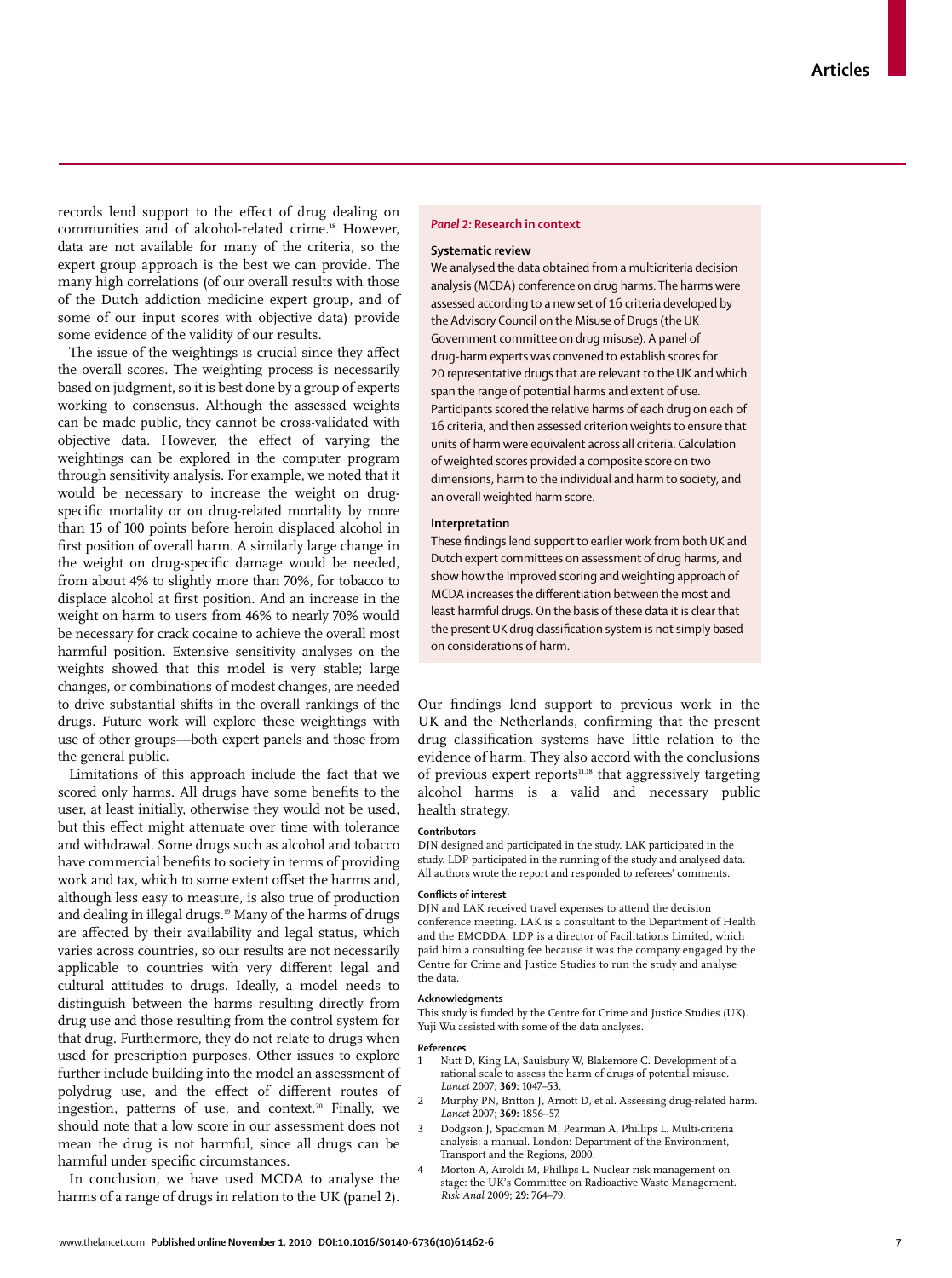records lend support to the effect of drug dealing on communities and of alcohol-related crime.[18] However, data are not available for many of the criteria, so the expert group approach is the best we can provide. The many high correlations (of our overall results with those of the Dutch addiction medicine expert group, and of some of our input scores with objective data) provide some evidence of the validity of our results.

The issue of the weightings is crucial since they affect the overall scores. The weighting process is necessarily based on judgment, so it is best done by a group of experts working to consensus. Although the assessed weights can be made public, they cannot be cross-validated with objective data. However, the effect of varying the weightings can be explored in the computer program through sensitivity analysis. For example, we noted that it would be necessary to increase the weight on drug-specific mortality or on drug-related mortality by more than 15 of 100 points before heroin displaced alcohol in first position of overall harm. A similarly large change in the weight on drug-specific damage would be needed, from about 4% to slightly more than 70%, for tobacco to displace alcohol at first position. And an increase in the weight on harm to users from 46% to nearly 70% would be necessary for crack cocaine to achieve the overall most harmful position. Extensive sensitivity analyses on the weights showed that this model is very stable; large changes, or combinations of modest changes, are needed to drive substantial shifts in the overall rankings of the drugs. Future work will explore these weightings with use of other groups—both expert panels and those from the general public.

Limitations of this approach include the fact that we scored only harms. All drugs have some benefits to the user, at least initially, otherwise they would not be used, but this effect might attenuate over time with tolerance and withdrawal. Some drugs such as alcohol and tobacco have commercial benefits to society in terms of providing work and tax, which to some extent offset the harms and, although less easy to measure, is also true of production and dealing in illegal drugs.[19] Many of the harms of drugs are affected by their availability and legal status, which varies across countries, so our results are not necessarily applicable to countries with very different legal and cultural attitudes to drugs. Ideally, a model needs to distinguish between the harms resulting directly from drug use and those resulting from the control system for that drug. Furthermore, they do not relate to drugs when used for prescription purposes. Other issues to explore further include building into the model an assessment of polydrug use, and the effect of different routes of ingestion, patterns of use, and context.[20] Finally, we should note that a low score in our assessment does not mean the drug is not harmful, since all drugs can be harmful under specific circumstances.

In conclusion, we have used MCDA to analyse the harms of a range of drugs in relation to the UK (panel 2).

> ***Panel 2:* Research in context**
>
> **Systematic review**
>
> We analysed the data obtained from a multicriteria decision analysis (MCDA) conference on drug harms. The harms were assessed according to a new set of 16 criteria developed by the Advisory Council on the Misuse of Drugs (the UK Government committee on drug misuse). A panel of drug-harm experts was convened to establish scores for 20 representative drugs that are relevant to the UK and which span the range of potential harms and extent of use. Participants scored the relative harms of each drug on each of 16 criteria, and then assessed criterion weights to ensure that units of harm were equivalent across all criteria. Calculation of weighted scores provided a composite score on two dimensions, harm to the individual and harm to society, and an overall weighted harm score.
>
> **Interpretation**
>
> These findings lend support to earlier work from both UK and Dutch expert committees on assessment of drug harms, and show how the improved scoring and weighting approach of MCDA increases the differentiation between the most and least harmful drugs. On the basis of these data it is clear that the present UK drug classification system is not simply based on considerations of harm.

Our findings lend support to previous work in the UK and the Netherlands, confirming that the present drug classification systems have little relation to the evidence of harm. They also accord with the conclusions of previous expert reports[11,18] that aggressively targeting alcohol harms is a valid and necessary public health strategy.

#### Contributors

DJN designed and participated in the study. LAK participated in the study. LDP participated in the running of the study and analysed data. All authors wrote the report and responded to referees' comments.

#### Conflicts of interest

DJN and LAK received travel expenses to attend the decision conference meeting. LAK is a consultant to the Department of Health and the EMCDDA. LDP is a director of Facilitations Limited, which paid him a consulting fee because it was the company engaged by the Centre for Crime and Justice Studies to run the study and analyse the data.

#### Acknowledgments

This study is funded by the Centre for Crime and Justice Studies (UK). Yuji Wu assisted with some of the data analyses.

#### References

1. Nutt D, King LA, Saulsbury W, Blakemore C. Development of a rational scale to assess the harm of drugs of potential misuse. *Lancet* 2007; **369:** 1047–53.
2. Murphy PN, Britton J, Arnott D, et al. Assessing drug-related harm. *Lancet* 2007; **369:** 1856–57.
3. Dodgson J, Spackman M, Pearman A, Phillips L. Multi-criteria analysis: a manual. London: Department of the Environment, Transport and the Regions, 2000.
4. Morton A, Airoldi M, Phillips L. Nuclear risk management on stage: the UK's Committee on Radioactive Waste Management. *Risk Anal* 2009; **29:** 764–79.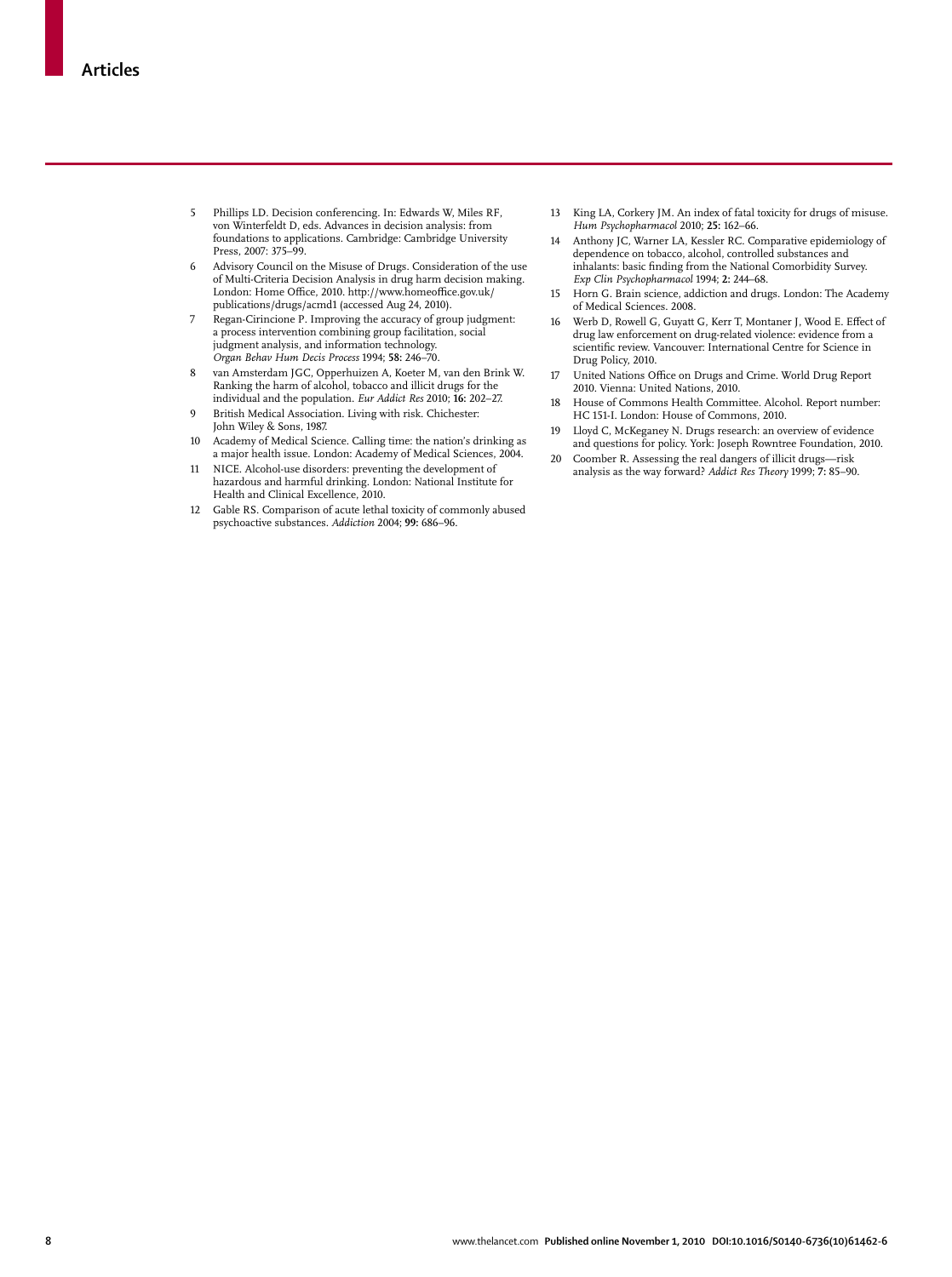5 Phillips LD. Decision conferencing. In: Edwards W, Miles RF, von Winterfeldt D, eds. Advances in decision analysis: from foundations to applications. Cambridge: Cambridge University Press, 2007: 375–99.

6 Advisory Council on the Misuse of Drugs. Consideration of the use of Multi-Criteria Decision Analysis in drug harm decision making. London: Home Office, 2010. http://www.homeoffice.gov.uk/publications/drugs/acmd1 (accessed Aug 24, 2010).

7 Regan-Cirincione P. Improving the accuracy of group judgment: a process intervention combining group facilitation, social judgment analysis, and information technology. *Organ Behav Hum Decis Process* 1994; **58:** 246–70.

8 van Amsterdam JGC, Opperhuizen A, Koeter M, van den Brink W. Ranking the harm of alcohol, tobacco and illicit drugs for the individual and the population. *Eur Addict Res* 2010; **16:** 202–27.

9 British Medical Association. Living with risk. Chichester: John Wiley & Sons, 1987.

10 Academy of Medical Science. Calling time: the nation's drinking as a major health issue. London: Academy of Medical Sciences, 2004.

11 NICE. Alcohol-use disorders: preventing the development of hazardous and harmful drinking. London: National Institute for Health and Clinical Excellence, 2010.

12 Gable RS. Comparison of acute lethal toxicity of commonly abused psychoactive substances. *Addiction* 2004; **99:** 686–96.

13 King LA, Corkery JM. An index of fatal toxicity for drugs of misuse. *Hum Psychopharmacol* 2010; **25:** 162–66.

14 Anthony JC, Warner LA, Kessler RC. Comparative epidemiology of dependence on tobacco, alcohol, controlled substances and inhalants: basic finding from the National Comorbidity Survey. *Exp Clin Psychopharmacol* 1994; **2:** 244–68.

15 Horn G. Brain science, addiction and drugs. London: The Academy of Medical Sciences. 2008.

16 Werb D, Rowell G, Guyatt G, Kerr T, Montaner J, Wood E. Effect of drug law enforcement on drug-related violence: evidence from a scientific review. Vancouver: International Centre for Science in Drug Policy, 2010.

17 United Nations Office on Drugs and Crime. World Drug Report 2010. Vienna: United Nations, 2010.

18 House of Commons Health Committee. Alcohol. Report number: HC 151-I. London: House of Commons, 2010.

19 Lloyd C, McKeganey N. Drugs research: an overview of evidence and questions for policy. York: Joseph Rowntree Foundation, 2010.

20 Coomber R. Assessing the real dangers of illicit drugs—risk analysis as the way forward? *Addict Res Theory* 1999; **7:** 85–90.